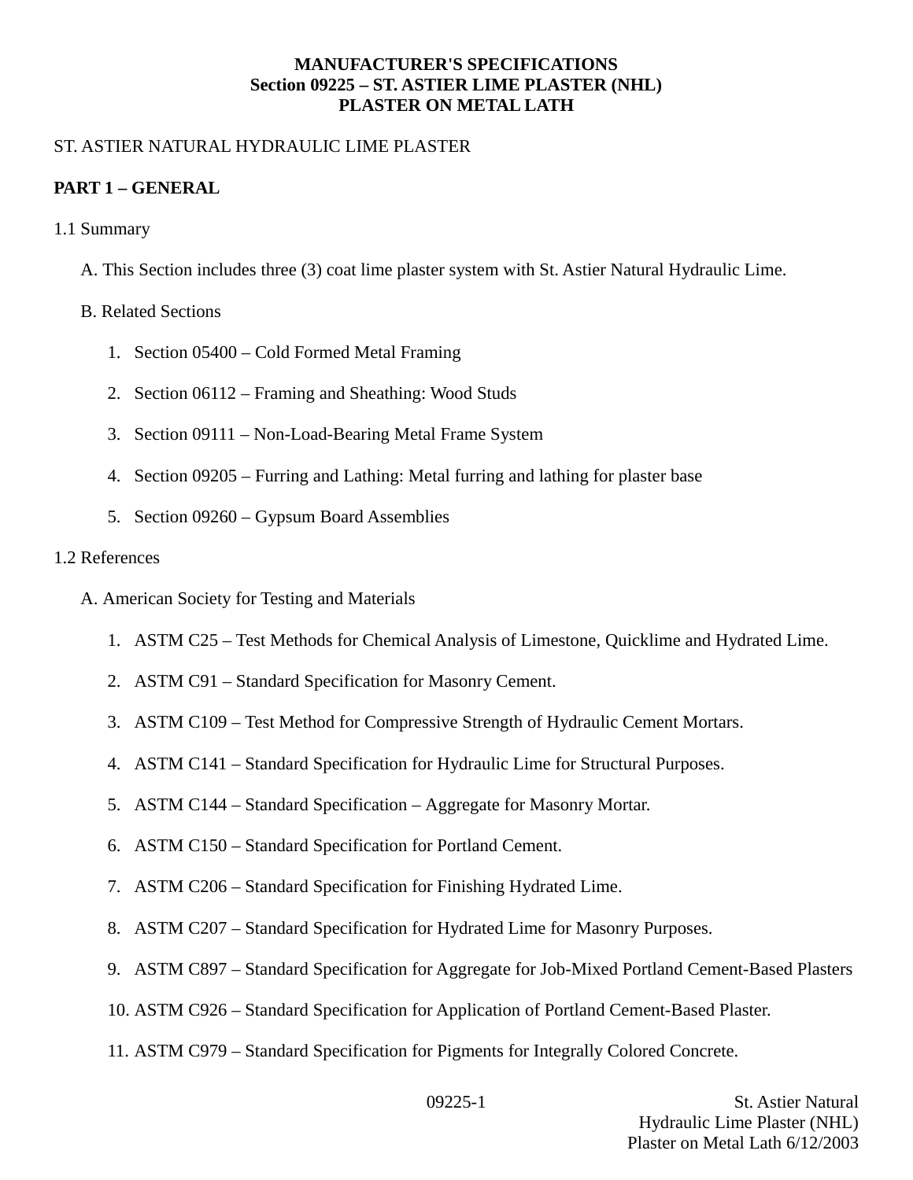**MANUFACTURER'S SPECIFICATIONS**
**Section 09225 – ST. ASTIER LIME PLASTER (NHL)**
**PLASTER ON METAL LATH**

ST. ASTIER NATURAL HYDRAULIC LIME PLASTER

## PART 1 – GENERAL

1.1 Summary

A. This Section includes three (3) coat lime plaster system with St. Astier Natural Hydraulic Lime.

B. Related Sections

1. Section 05400 – Cold Formed Metal Framing
2. Section 06112 – Framing and Sheathing: Wood Studs
3. Section 09111 – Non-Load-Bearing Metal Frame System
4. Section 09205 – Furring and Lathing: Metal furring and lathing for plaster base
5. Section 09260 – Gypsum Board Assemblies

1.2 References

A. American Society for Testing and Materials

1. ASTM C25 – Test Methods for Chemical Analysis of Limestone, Quicklime and Hydrated Lime.
2. ASTM C91 – Standard Specification for Masonry Cement.
3. ASTM C109 – Test Method for Compressive Strength of Hydraulic Cement Mortars.
4. ASTM C141 – Standard Specification for Hydraulic Lime for Structural Purposes.
5. ASTM C144 – Standard Specification – Aggregate for Masonry Mortar.
6. ASTM C150 – Standard Specification for Portland Cement.
7. ASTM C206 – Standard Specification for Finishing Hydrated Lime.
8. ASTM C207 – Standard Specification for Hydrated Lime for Masonry Purposes.
9. ASTM C897 – Standard Specification for Aggregate for Job-Mixed Portland Cement-Based Plasters
10. ASTM C926 – Standard Specification for Application of Portland Cement-Based Plaster.
11. ASTM C979 – Standard Specification for Pigments for Integrally Colored Concrete.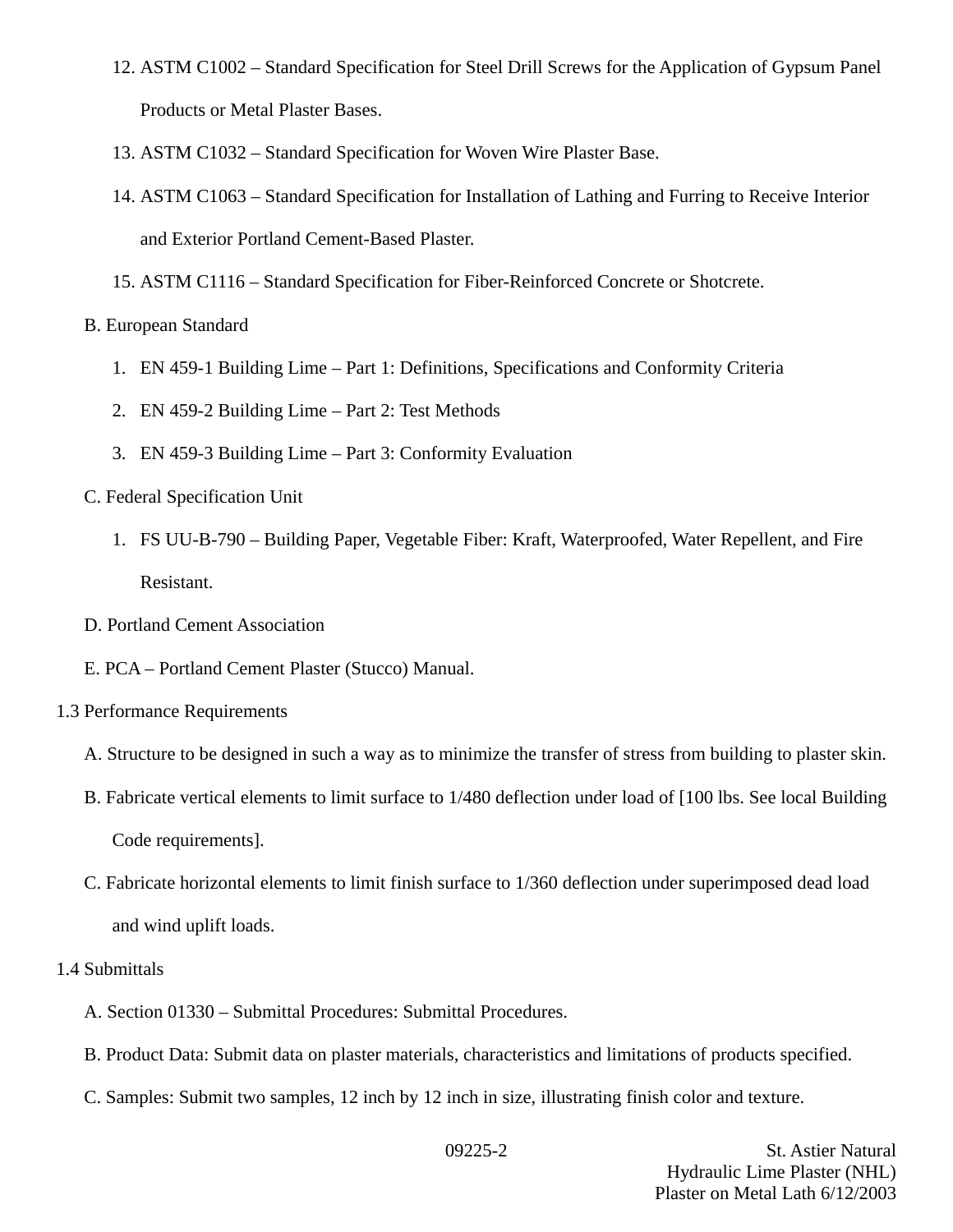12. ASTM C1002 – Standard Specification for Steel Drill Screws for the Application of Gypsum Panel Products or Metal Plaster Bases.
13. ASTM C1032 – Standard Specification for Woven Wire Plaster Base.
14. ASTM C1063 – Standard Specification for Installation of Lathing and Furring to Receive Interior and Exterior Portland Cement-Based Plaster.
15. ASTM C1116 – Standard Specification for Fiber-Reinforced Concrete or Shotcrete.

B. European Standard

1. EN 459-1 Building Lime – Part 1: Definitions, Specifications and Conformity Criteria
2. EN 459-2 Building Lime – Part 2: Test Methods
3. EN 459-3 Building Lime – Part 3: Conformity Evaluation

C. Federal Specification Unit

1. FS UU-B-790 – Building Paper, Vegetable Fiber: Kraft, Waterproofed, Water Repellent, and Fire Resistant.

D. Portland Cement Association

E. PCA – Portland Cement Plaster (Stucco) Manual.

1.3 Performance Requirements

A. Structure to be designed in such a way as to minimize the transfer of stress from building to plaster skin.

B. Fabricate vertical elements to limit surface to 1/480 deflection under load of [100 lbs. See local Building Code requirements].

C. Fabricate horizontal elements to limit finish surface to 1/360 deflection under superimposed dead load and wind uplift loads.

1.4 Submittals

A. Section 01330 – Submittal Procedures: Submittal Procedures.

B. Product Data: Submit data on plaster materials, characteristics and limitations of products specified.

C. Samples: Submit two samples, 12 inch by 12 inch in size, illustrating finish color and texture.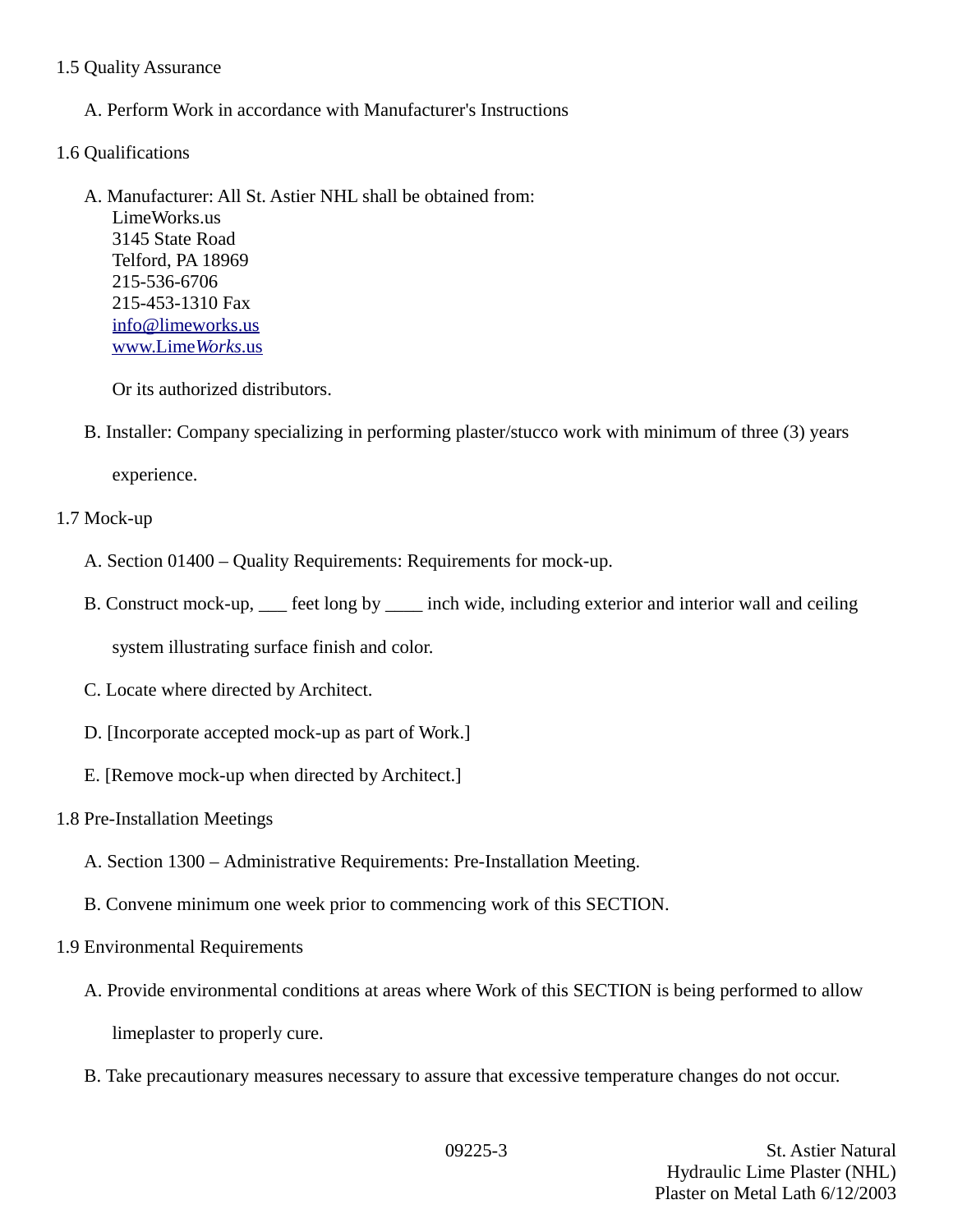1.5 Quality Assurance

A. Perform Work in accordance with Manufacturer's Instructions

1.6 Qualifications

A. Manufacturer: All St. Astier NHL shall be obtained from:
LimeWorks.us
3145 State Road
Telford, PA 18969
215-536-6706
215-453-1310 Fax
info@limeworks.us
www.Lime*Works*.us

Or its authorized distributors.

B. Installer: Company specializing in performing plaster/stucco work with minimum of three (3) years experience.

1.7 Mock-up

A. Section 01400 – Quality Requirements: Requirements for mock-up.

B. Construct mock-up, ___ feet long by ____ inch wide, including exterior and interior wall and ceiling system illustrating surface finish and color.

C. Locate where directed by Architect.

D. [Incorporate accepted mock-up as part of Work.]

E. [Remove mock-up when directed by Architect.]

1.8 Pre-Installation Meetings

A. Section 1300 – Administrative Requirements: Pre-Installation Meeting.

B. Convene minimum one week prior to commencing work of this SECTION.

1.9 Environmental Requirements

A. Provide environmental conditions at areas where Work of this SECTION is being performed to allow limeplaster to properly cure.

B. Take precautionary measures necessary to assure that excessive temperature changes do not occur.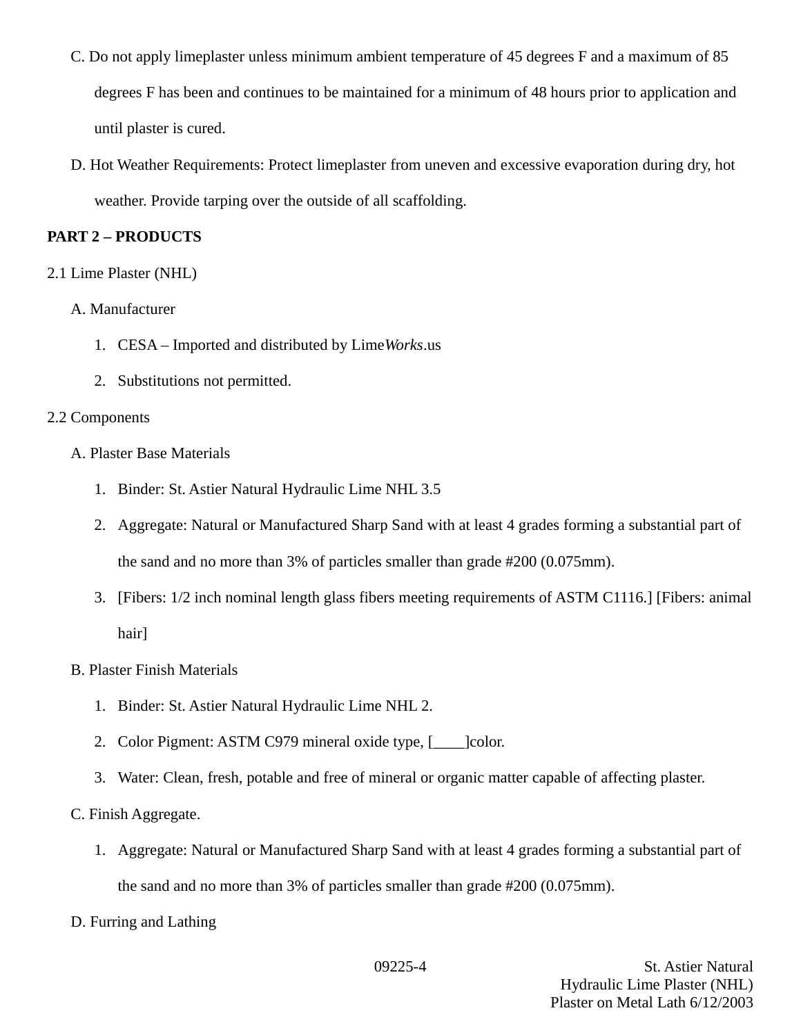C. Do not apply limeplaster unless minimum ambient temperature of 45 degrees F and a maximum of 85 degrees F has been and continues to be maintained for a minimum of 48 hours prior to application and until plaster is cured.

D. Hot Weather Requirements: Protect limeplaster from uneven and excessive evaporation during dry, hot weather. Provide tarping over the outside of all scaffolding.

**PART 2 – PRODUCTS**

2.1 Lime Plaster (NHL)

A. Manufacturer

1. CESA – Imported and distributed by Lime*Works*.us
2. Substitutions not permitted.

2.2 Components

A. Plaster Base Materials

1. Binder: St. Astier Natural Hydraulic Lime NHL 3.5
2. Aggregate: Natural or Manufactured Sharp Sand with at least 4 grades forming a substantial part of the sand and no more than 3% of particles smaller than grade #200 (0.075mm).
3. [Fibers: 1/2 inch nominal length glass fibers meeting requirements of ASTM C1116.] [Fibers: animal hair]

B. Plaster Finish Materials

1. Binder: St. Astier Natural Hydraulic Lime NHL 2.
2. Color Pigment: ASTM C979 mineral oxide type, [____]color.
3. Water: Clean, fresh, potable and free of mineral or organic matter capable of affecting plaster.

C. Finish Aggregate.

1. Aggregate: Natural or Manufactured Sharp Sand with at least 4 grades forming a substantial part of the sand and no more than 3% of particles smaller than grade #200 (0.075mm).

D. Furring and Lathing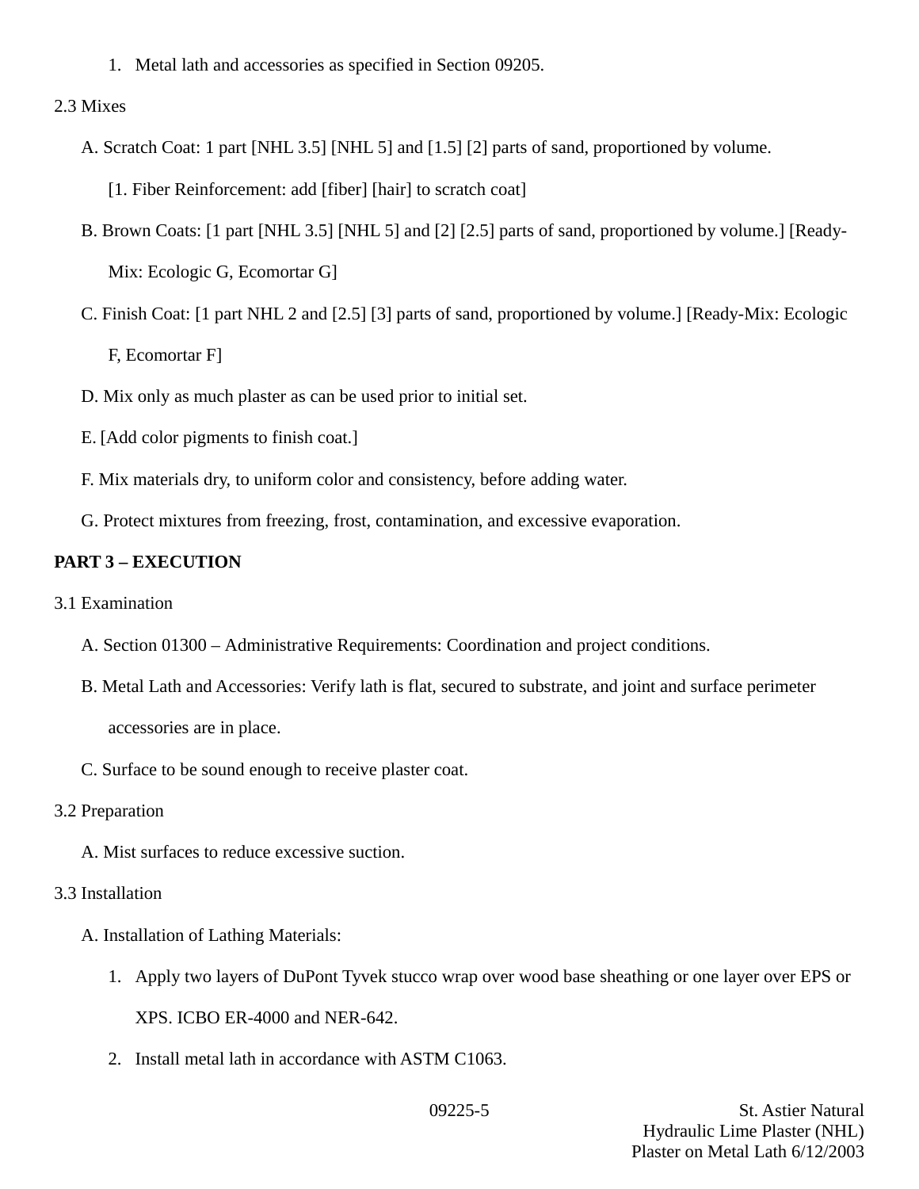1. Metal lath and accessories as specified in Section 09205.

2.3 Mixes

A. Scratch Coat: 1 part [NHL 3.5] [NHL 5] and [1.5] [2] parts of sand, proportioned by volume.

[1. Fiber Reinforcement: add [fiber] [hair] to scratch coat]

B. Brown Coats: [1 part [NHL 3.5] [NHL 5] and [2] [2.5] parts of sand, proportioned by volume.] [Ready-Mix: Ecologic G, Ecomortar G]

C. Finish Coat: [1 part NHL 2 and [2.5] [3] parts of sand, proportioned by volume.] [Ready-Mix: Ecologic F, Ecomortar F]

D. Mix only as much plaster as can be used prior to initial set.

E. [Add color pigments to finish coat.]

F. Mix materials dry, to uniform color and consistency, before adding water.

G. Protect mixtures from freezing, frost, contamination, and excessive evaporation.

**PART 3 – EXECUTION**

3.1 Examination

A. Section 01300 – Administrative Requirements: Coordination and project conditions.

B. Metal Lath and Accessories: Verify lath is flat, secured to substrate, and joint and surface perimeter accessories are in place.

C. Surface to be sound enough to receive plaster coat.

3.2 Preparation

A. Mist surfaces to reduce excessive suction.

3.3 Installation

A. Installation of Lathing Materials:

1. Apply two layers of DuPont Tyvek stucco wrap over wood base sheathing or one layer over EPS or XPS. ICBO ER-4000 and NER-642.
2. Install metal lath in accordance with ASTM C1063.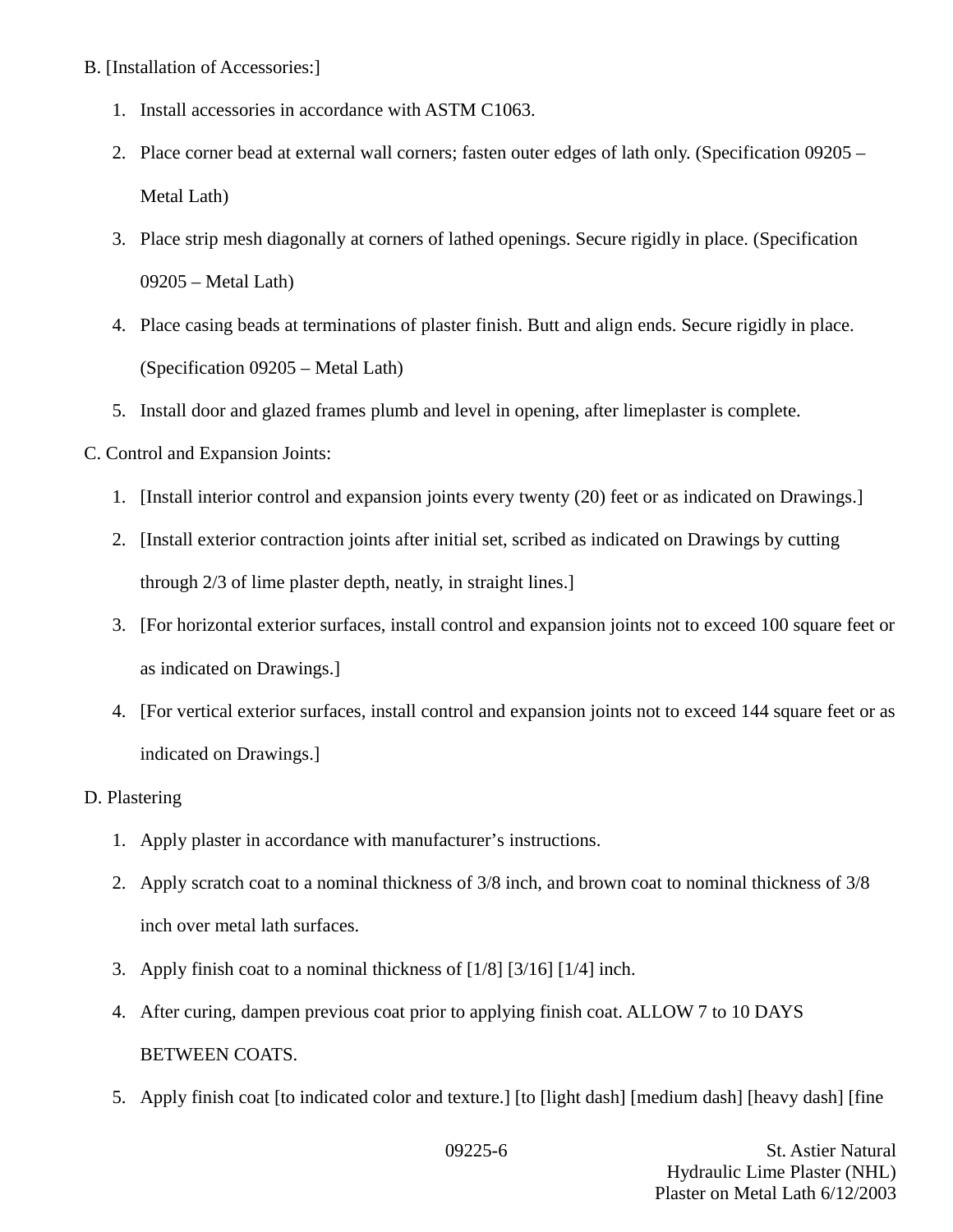B. [Installation of Accessories:]

1. Install accessories in accordance with ASTM C1063.
2. Place corner bead at external wall corners; fasten outer edges of lath only. (Specification 09205 – Metal Lath)
3. Place strip mesh diagonally at corners of lathed openings. Secure rigidly in place. (Specification 09205 – Metal Lath)
4. Place casing beads at terminations of plaster finish. Butt and align ends. Secure rigidly in place. (Specification 09205 – Metal Lath)
5. Install door and glazed frames plumb and level in opening, after limeplaster is complete.

C. Control and Expansion Joints:

1. [Install interior control and expansion joints every twenty (20) feet or as indicated on Drawings.]
2. [Install exterior contraction joints after initial set, scribed as indicated on Drawings by cutting through 2/3 of lime plaster depth, neatly, in straight lines.]
3. [For horizontal exterior surfaces, install control and expansion joints not to exceed 100 square feet or as indicated on Drawings.]
4. [For vertical exterior surfaces, install control and expansion joints not to exceed 144 square feet or as indicated on Drawings.]

D. Plastering

1. Apply plaster in accordance with manufacturer's instructions.
2. Apply scratch coat to a nominal thickness of 3/8 inch, and brown coat to nominal thickness of 3/8 inch over metal lath surfaces.
3. Apply finish coat to a nominal thickness of [1/8] [3/16] [1/4] inch.
4. After curing, dampen previous coat prior to applying finish coat. ALLOW 7 to 10 DAYS BETWEEN COATS.
5. Apply finish coat [to indicated color and texture.] [to [light dash] [medium dash] [heavy dash] [fine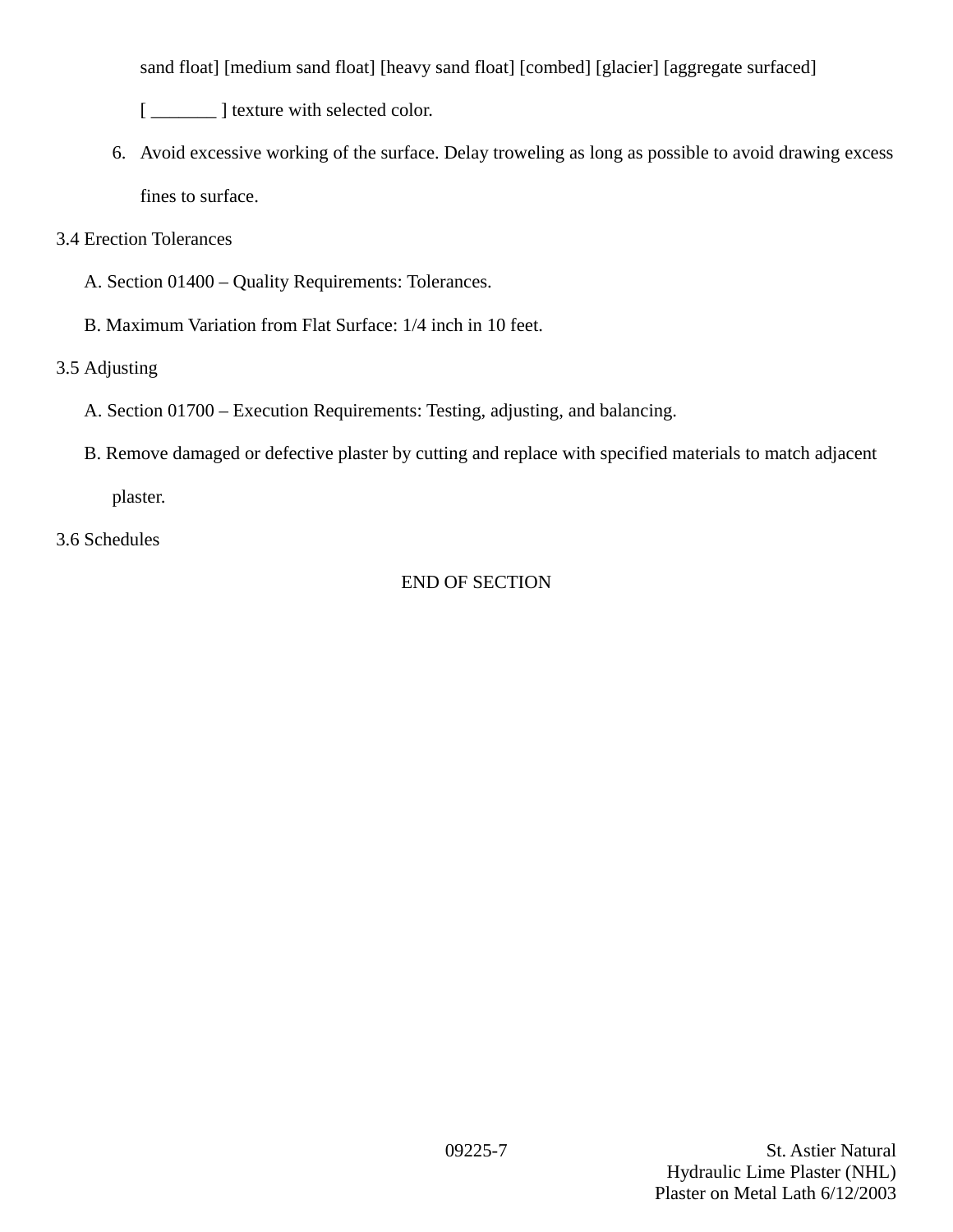sand float] [medium sand float] [heavy sand float] [combed] [glacier] [aggregate surfaced] [ _______ ] texture with selected color.

6. Avoid excessive working of the surface. Delay troweling as long as possible to avoid drawing excess fines to surface.

3.4 Erection Tolerances

A. Section 01400 – Quality Requirements: Tolerances.

B. Maximum Variation from Flat Surface: 1/4 inch in 10 feet.

3.5 Adjusting

A. Section 01700 – Execution Requirements: Testing, adjusting, and balancing.

B. Remove damaged or defective plaster by cutting and replace with specified materials to match adjacent plaster.

3.6 Schedules

END OF SECTION